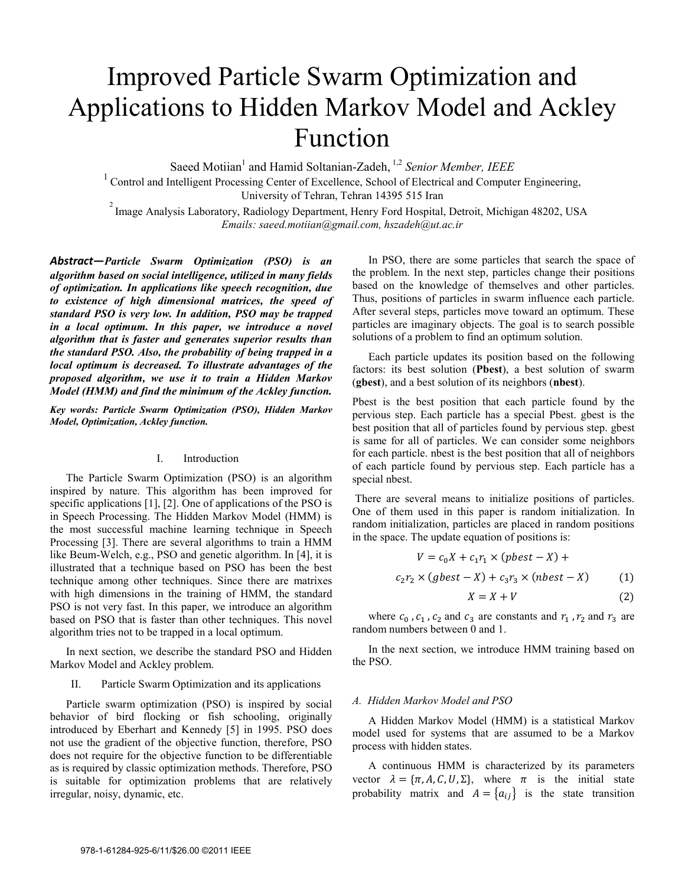# Improved Particle Swarm Optimization and Applications to Hidden Markov Model and Ackley Function

Saeed Motiian[1] and Hamid Soltanian-Zadeh, [1,2] *Senior Member, IEEE*

[1] Control and Intelligent Processing Center of Excellence, School of Electrical and Computer Engineering, University of Tehran, Tehran 14395 515 Iran

[2] Image Analysis Laboratory, Radiology Department, Henry Ford Hospital, Detroit, Michigan 48202, USA

*Emails: saeed.motiian@gmail.com, hszadeh@ut.ac.ir*

***Abstract—Particle Swarm Optimization (PSO) is an algorithm based on social intelligence, utilized in many fields of optimization. In applications like speech recognition, due to existence of high dimensional matrices, the speed of standard PSO is very low. In addition, PSO may be trapped in a local optimum. In this paper, we introduce a novel algorithm that is faster and generates superior results than the standard PSO. Also, the probability of being trapped in a local optimum is decreased. To illustrate advantages of the proposed algorithm, we use it to train a Hidden Markov Model (HMM) and find the minimum of the Ackley function.***

***Key words: Particle Swarm Optimization (PSO), Hidden Markov Model, Optimization, Ackley function.***

## I. Introduction

The Particle Swarm Optimization (PSO) is an algorithm inspired by nature. This algorithm has been improved for specific applications [1], [2]. One of applications of the PSO is in Speech Processing. The Hidden Markov Model (HMM) is the most successful machine learning technique in Speech Processing [3]. There are several algorithms to train a HMM like Beum-Welch, e.g., PSO and genetic algorithm. In [4], it is illustrated that a technique based on PSO has been the best technique among other techniques. Since there are matrixes with high dimensions in the training of HMM, the standard PSO is not very fast. In this paper, we introduce an algorithm based on PSO that is faster than other techniques. This novel algorithm tries not to be trapped in a local optimum.

In next section, we describe the standard PSO and Hidden Markov Model and Ackley problem.

## II. Particle Swarm Optimization and its applications

Particle swarm optimization (PSO) is inspired by social behavior of bird flocking or fish schooling, originally introduced by Eberhart and Kennedy [5] in 1995. PSO does not use the gradient of the objective function, therefore, PSO does not require for the objective function to be differentiable as is required by classic optimization methods. Therefore, PSO is suitable for optimization problems that are relatively irregular, noisy, dynamic, etc.

In PSO, there are some particles that search the space of the problem. In the next step, particles change their positions based on the knowledge of themselves and other particles. Thus, positions of particles in swarm influence each particle. After several steps, particles move toward an optimum. These particles are imaginary objects. The goal is to search possible solutions of a problem to find an optimum solution.

Each particle updates its position based on the following factors: its best solution (**Pbest**), a best solution of swarm (**gbest**), and a best solution of its neighbors (**nbest**).

Pbest is the best position that each particle found by the pervious step. Each particle has a special Pbest. gbest is the best position that all of particles found by pervious step. gbest is same for all of particles. We can consider some neighbors for each particle. nbest is the best position that all of neighbors of each particle found by pervious step. Each particle has a special nbest.

There are several means to initialize positions of particles. One of them used in this paper is random initialization. In random initialization, particles are placed in random positions in the space. The update equation of positions is:

$$V = c_0X + c_1r_1 \times (pbest - X) +$$
$$c_2r_2 \times (gbest - X) + c_3r_3 \times (nbest - X) \qquad (1)$$

$$X = X + V \qquad (2)$$

where $c_0$ , $c_1$ , $c_2$ and $c_3$ are constants and $r_1$ , $r_2$ and $r_3$ are random numbers between 0 and 1.

In the next section, we introduce HMM training based on the PSO.

### A. Hidden Markov Model and PSO

A Hidden Markov Model (HMM) is a statistical Markov model used for systems that are assumed to be a Markov process with hidden states.

A continuous HMM is characterized by its parameters vector $\lambda = \{\pi, A, C, U, \Sigma\}$, where $\pi$ is the initial state probability matrix and $A = \{a_{ij}\}$ is the state transition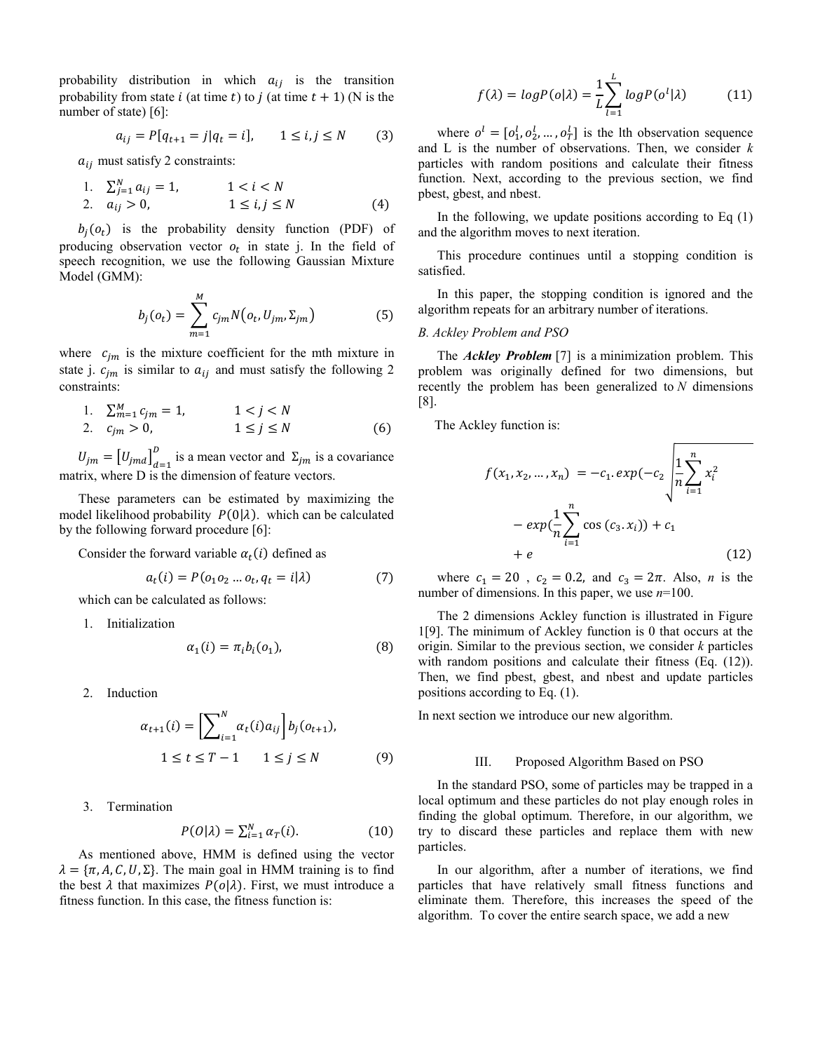probability distribution in which $a_{ij}$ is the transition probability from state $i$ (at time $t$) to $j$ (at time $t+1$) (N is the number of state) [6]:

$$a_{ij} = P[q_{t+1} = j | q_t = i], \qquad 1 \le i,j \le N \tag{3}$$

$a_{ij}$ must satisfy 2 constraints:

1. $\sum_{j=1}^{N} a_{ij} = 1, \qquad 1 < i < N$
2. $a_{ij} > 0, \qquad 1 \le i,j \le N \qquad (4)$

$b_j(o_t)$ is the probability density function (PDF) of producing observation vector $o_t$ in state j. In the field of speech recognition, we use the following Gaussian Mixture Model (GMM):

$$b_j(o_t) = \sum_{m=1}^{M} c_{jm} N(o_t, U_{jm}, \Sigma_{jm}) \tag{5}$$

where $c_{jm}$ is the mixture coefficient for the mth mixture in state j. $c_{jm}$ is similar to $a_{ij}$ and must satisfy the following 2 constraints:

1. $\sum_{m=1}^{M} c_{jm} = 1, \qquad 1 < j < N$
2. $c_{jm} > 0, \qquad 1 \le j \le N \qquad (6)$

$U_{jm} = [U_{jmd}]_{d=1}^{D}$ is a mean vector and $\Sigma_{jm}$ is a covariance matrix, where D is the dimension of feature vectors.

These parameters can be estimated by maximizing the model likelihood probability $P(0|\lambda)$. which can be calculated by the following forward procedure [6]:

Consider the forward variable $\alpha_t(i)$ defined as

$$a_t(i) = P(o_1 o_2 \ldots o_t, q_t = i | \lambda) \tag{7}$$

which can be calculated as follows:

1. Initialization

$$\alpha_1(i) = \pi_i b_i(o_1), \tag{8}$$

2. Induction

$$\alpha_{t+1}(i) = \left[\sum_{i=1}^{N} \alpha_t(i) a_{ij}\right] b_j(o_{t+1}),$$
$$1 \le t \le T-1 \qquad 1 \le j \le N \tag{9}$$

3. Termination

$$P(O|\lambda) = \sum_{i=1}^{N} \alpha_T(i). \tag{10}$$

As mentioned above, HMM is defined using the vector $\lambda = \{\pi, A, C, U, \Sigma\}$. The main goal in HMM training is to find the best $\lambda$ that maximizes $P(o|\lambda)$. First, we must introduce a fitness function. In this case, the fitness function is:

$$f(\lambda) = logP(o|\lambda) = \frac{1}{L}\sum_{l=1}^{L} logP(o^l|\lambda) \tag{11}$$

where $o^l = [o_1^l, o_2^l, \ldots, o_T^l]$ is the lth observation sequence and L is the number of observations. Then, we consider *k* particles with random positions and calculate their fitness function. Next, according to the previous section, we find pbest, gbest, and nbest.

In the following, we update positions according to Eq (1) and the algorithm moves to next iteration.

This procedure continues until a stopping condition is satisfied.

In this paper, the stopping condition is ignored and the algorithm repeats for an arbitrary number of iterations.

### *B. Ackley Problem and PSO*

The ***Ackley Problem*** [7] is a minimization problem. This problem was originally defined for two dimensions, but recently the problem has been generalized to *N* dimensions [8].

The Ackley function is:

$$f(x_1, x_2, \ldots, x_n) = -c_1 . exp(-c_2 \sqrt{\frac{1}{n}\sum_{i=1}^{n} x_i^2}$$
$$- exp(\frac{1}{n}\sum_{i=1}^{n} \cos(c_3 . x_i)) + c_1$$
$$+ e \tag{12}$$

where $c_1 = 20$, $c_2 = 0.2$, and $c_3 = 2\pi$. Also, *n* is the number of dimensions. In this paper, we use *n*=100.

The 2 dimensions Ackley function is illustrated in Figure 1[9]. The minimum of Ackley function is 0 that occurs at the origin. Similar to the previous section, we consider *k* particles with random positions and calculate their fitness (Eq. (12)). Then, we find pbest, gbest, and nbest and update particles positions according to Eq. (1).

In next section we introduce our new algorithm.

## III. Proposed Algorithm Based on PSO

In the standard PSO, some of particles may be trapped in a local optimum and these particles do not play enough roles in finding the global optimum. Therefore, in our algorithm, we try to discard these particles and replace them with new particles.

In our algorithm, after a number of iterations, we find particles that have relatively small fitness functions and eliminate them. Therefore, this increases the speed of the algorithm. To cover the entire search space, we add a new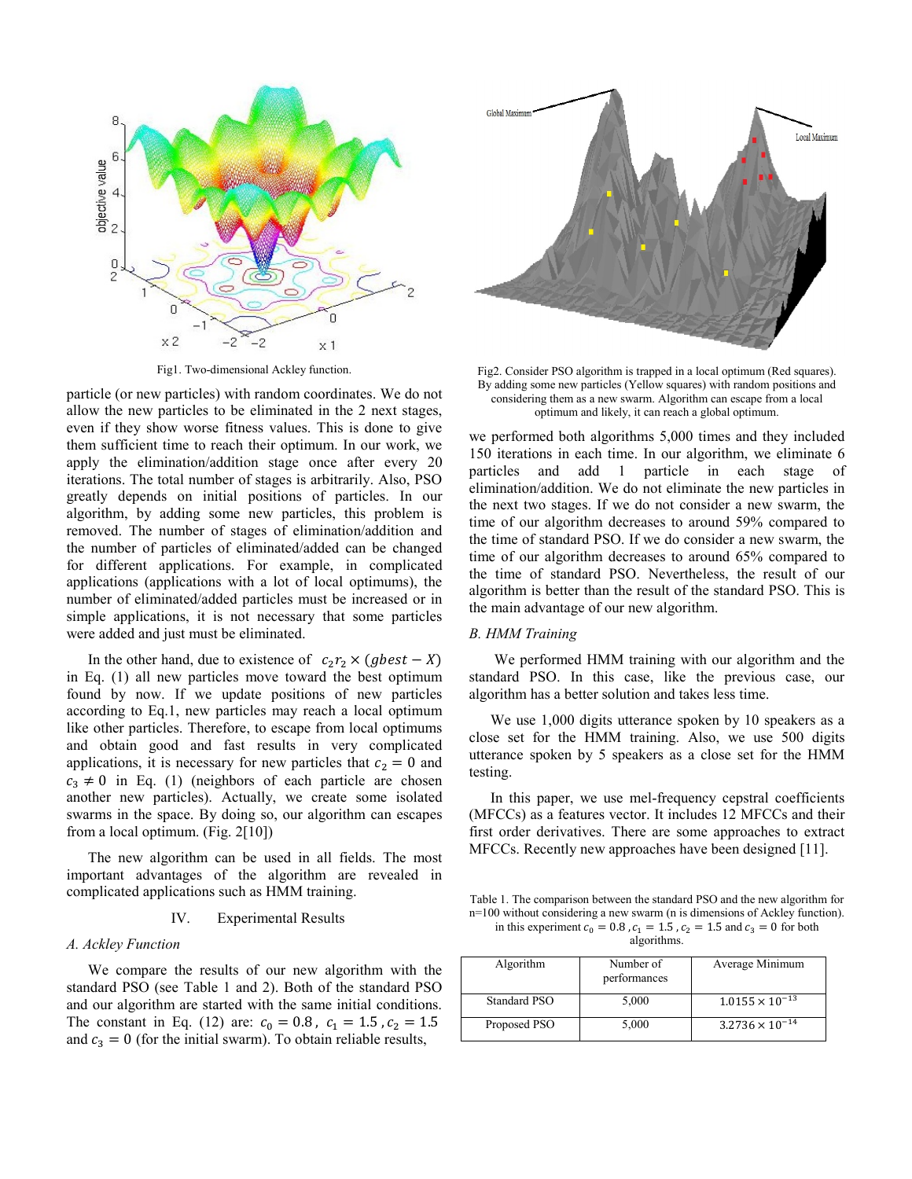Fig1. Two-dimensional Ackley function.

Fig2. Consider PSO algorithm is trapped in a local optimum (Red squares). By adding some new particles (Yellow squares) with random positions and considering them as a new swarm. Algorithm can escape from a local optimum and likely, it can reach a global optimum.

particle (or new particles) with random coordinates. We do not allow the new particles to be eliminated in the 2 next stages, even if they show worse fitness values. This is done to give them sufficient time to reach their optimum. In our work, we apply the elimination/addition stage once after every 20 iterations. The total number of stages is arbitrarily. Also, PSO greatly depends on initial positions of particles. In our algorithm, by adding some new particles, this problem is removed. The number of stages of elimination/addition and the number of particles of eliminated/added can be changed for different applications. For example, in complicated applications (applications with a lot of local optimums), the number of eliminated/added particles must be increased or in simple applications, it is not necessary that some particles were added and just must be eliminated.

In the other hand, due to existence of $c_2 r_2 \times (gbest - X)$ in Eq. (1) all new particles move toward the best optimum found by now. If we update positions of new particles according to Eq.1, new particles may reach a local optimum like other particles. Therefore, to escape from local optimums and obtain good and fast results in very complicated applications, it is necessary for new particles that $c_2 = 0$ and $c_3 \neq 0$ in Eq. (1) (neighbors of each particle are chosen another new particles). Actually, we create some isolated swarms in the space. By doing so, our algorithm can escapes from a local optimum. (Fig. 2[10])

The new algorithm can be used in all fields. The most important advantages of the algorithm are revealed in complicated applications such as HMM training.

## IV. Experimental Results

### *A. Ackley Function*

We compare the results of our new algorithm with the standard PSO (see Table 1 and 2). Both of the standard PSO and our algorithm are started with the same initial conditions. The constant in Eq. (12) are: $c_0 = 0.8$, $c_1 = 1.5$, $c_2 = 1.5$ and $c_3 = 0$ (for the initial swarm). To obtain reliable results, we performed both algorithms 5,000 times and they included 150 iterations in each time. In our algorithm, we eliminate 6 particles and add 1 particle in each stage of elimination/addition. We do not eliminate the new particles in the next two stages. If we do not consider a new swarm, the time of our algorithm decreases to around 59% compared to the time of standard PSO. If we do consider a new swarm, the time of our algorithm decreases to around 65% compared to the time of standard PSO. Nevertheless, the result of our algorithm is better than the result of the standard PSO. This is the main advantage of our new algorithm.

### *B. HMM Training*

We performed HMM training with our algorithm and the standard PSO. In this case, like the previous case, our algorithm has a better solution and takes less time.

We use 1,000 digits utterance spoken by 10 speakers as a close set for the HMM training. Also, we use 500 digits utterance spoken by 5 speakers as a close set for the HMM testing.

In this paper, we use mel-frequency cepstral coefficients (MFCCs) as a features vector. It includes 12 MFCCs and their first order derivatives. There are some approaches to extract MFCCs. Recently new approaches have been designed [11].

Table 1. The comparison between the standard PSO and the new algorithm for n=100 without considering a new swarm (n is dimensions of Ackley function). in this experiment $c_0 = 0.8$, $c_1 = 1.5$, $c_2 = 1.5$ and $c_3 = 0$ for both algorithms.

| Algorithm | Number of performances | Average Minimum |
|---|---|---|
| Standard PSO | 5,000 | $1.0155 \times 10^{-13}$ |
| Proposed PSO | 5,000 | $3.2736 \times 10^{-14}$ |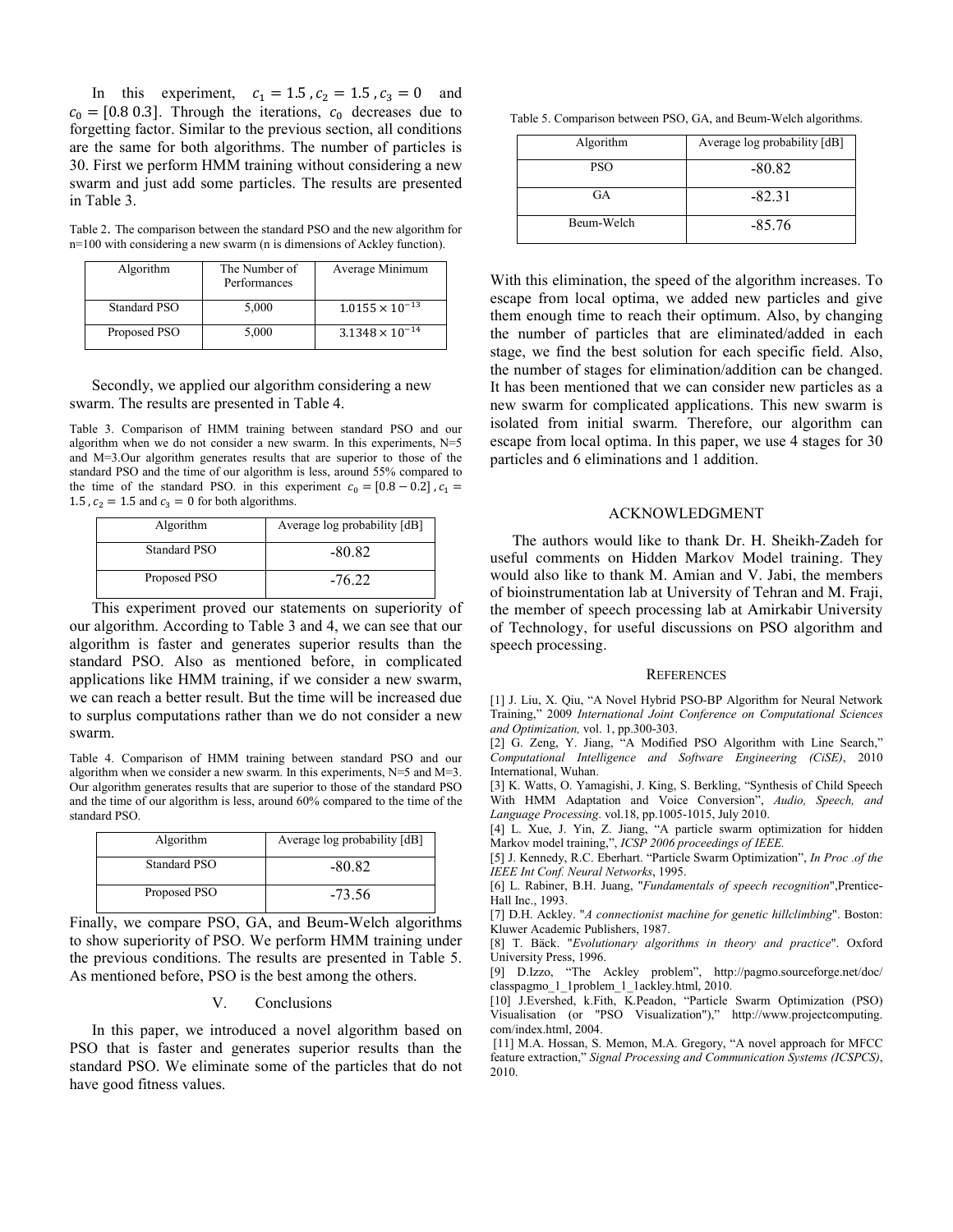In this experiment, $c_1 = 1.5$ , $c_2 = 1.5$ , $c_3 = 0$ and $c_0 = [0.8\ 0.3]$. Through the iterations, $c_0$ decreases due to forgetting factor. Similar to the previous section, all conditions are the same for both algorithms. The number of particles is 30. First we perform HMM training without considering a new swarm and just add some particles. The results are presented in Table 3.

Table 2. The comparison between the standard PSO and the new algorithm for n=100 with considering a new swarm (n is dimensions of Ackley function).

| Algorithm | The Number of Performances | Average Minimum |
|---|---|---|
| Standard PSO | 5,000 | $1.0155 \times 10^{-13}$ |
| Proposed PSO | 5,000 | $3.1348 \times 10^{-14}$ |

Secondly, we applied our algorithm considering a new swarm. The results are presented in Table 4.

Table 3. Comparison of HMM training between standard PSO and our algorithm when we do not consider a new swarm. In this experiments, N=5 and M=3.Our algorithm generates results that are superior to those of the standard PSO and the time of our algorithm is less, around 55% compared to the time of the standard PSO. in this experiment $c_0 = [0.8 - 0.2]$ , $c_1 = 1.5$ , $c_2 = 1.5$ and $c_3 = 0$ for both algorithms.

| Algorithm | Average log probability [dB] |
|---|---|
| Standard PSO | -80.82 |
| Proposed PSO | -76.22 |

This experiment proved our statements on superiority of our algorithm. According to Table 3 and 4, we can see that our algorithm is faster and generates superior results than the standard PSO. Also as mentioned before, in complicated applications like HMM training, if we consider a new swarm, we can reach a better result. But the time will be increased due to surplus computations rather than we do not consider a new swarm.

Table 4. Comparison of HMM training between standard PSO and our algorithm when we consider a new swarm. In this experiments, N=5 and M=3. Our algorithm generates results that are superior to those of the standard PSO and the time of our algorithm is less, around 60% compared to the time of the standard PSO.

| Algorithm | Average log probability [dB] |
|---|---|
| Standard PSO | -80.82 |
| Proposed PSO | -73.56 |

Finally, we compare PSO, GA, and Beum-Welch algorithms to show superiority of PSO. We perform HMM training under the previous conditions. The results are presented in Table 5. As mentioned before, PSO is the best among the others.

## V. Conclusions

In this paper, we introduced a novel algorithm based on PSO that is faster and generates superior results than the standard PSO. We eliminate some of the particles that do not have good fitness values.

Table 5. Comparison between PSO, GA, and Beum-Welch algorithms.

| Algorithm | Average log probability [dB] |
|---|---|
| PSO | -80.82 |
| GA | -82.31 |
| Beum-Welch | -85.76 |

With this elimination, the speed of the algorithm increases. To escape from local optima, we added new particles and give them enough time to reach their optimum. Also, by changing the number of particles that are eliminated/added in each stage, we find the best solution for each specific field. Also, the number of stages for elimination/addition can be changed. It has been mentioned that we can consider new particles as a new swarm for complicated applications. This new swarm is isolated from initial swarm. Therefore, our algorithm can escape from local optima. In this paper, we use 4 stages for 30 particles and 6 eliminations and 1 addition.

## ACKNOWLEDGMENT

The authors would like to thank Dr. H. Sheikh-Zadeh for useful comments on Hidden Markov Model training. They would also like to thank M. Amian and V. Jabi, the members of bioinstrumentation lab at University of Tehran and M. Fraji, the member of speech processing lab at Amirkabir University of Technology, for useful discussions on PSO algorithm and speech processing.

## REFERENCES

[1] J. Liu, X. Qiu, "A Novel Hybrid PSO-BP Algorithm for Neural Network Training," 2009 *International Joint Conference on Computational Sciences and Optimization,* vol. 1, pp.300-303.

[2] G. Zeng, Y. Jiang, "A Modified PSO Algorithm with Line Search," *Computational Intelligence and Software Engineering (CiSE)*, 2010 International, Wuhan.

[3] K. Watts, O. Yamagishi, J. King, S. Berkling, "Synthesis of Child Speech With HMM Adaptation and Voice Conversion", *Audio, Speech, and Language Processing*. vol.18, pp.1005-1015, July 2010.

[4] L. Xue, J. Yin, Z. Jiang, "A particle swarm optimization for hidden Markov model training,", *ICSP 2006 proceedings of IEEE.*

[5] J. Kennedy, R.C. Eberhart. "Particle Swarm Optimization", *In Proc .of the IEEE Int Conf. Neural Networks*, 1995.

[6] L. Rabiner, B.H. Juang, "*Fundamentals of speech recognition*",Prentice-Hall Inc., 1993.

[7] D.H. Ackley. "*A connectionist machine for genetic hillclimbing*". Boston: Kluwer Academic Publishers, 1987.

[8] T. Bäck. "*Evolutionary algorithms in theory and practice*". Oxford University Press, 1996.

[9] D.Izzo, "The Ackley problem", http://pagmo.sourceforge.net/doc/classpagmo_1_1problem_1_1ackley.html, 2010.

[10] J.Evershed, k.Fith, K.Peadon, "Particle Swarm Optimization (PSO) Visualisation (or "PSO Visualization")," http://www.projectcomputing.com/index.html, 2004.

[11] M.A. Hossan, S. Memon, M.A. Gregory, "A novel approach for MFCC feature extraction," *Signal Processing and Communication Systems (ICSPCS)*, 2010.